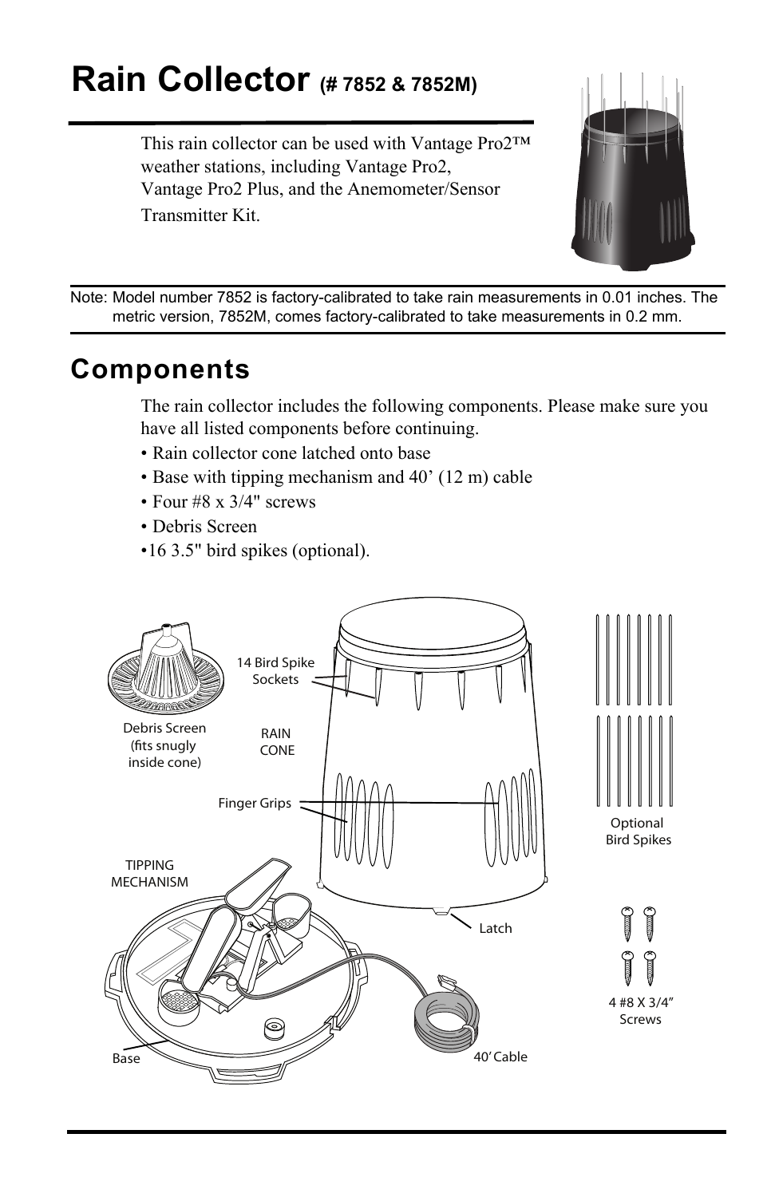# Rain Collector (# 7852 & 7852M)

This rain collector can be used with Vantage Pro2™ weather stations, including Vantage Pro2, Vantage Pro2 Plus, and the Anemometer/Sensor Transmitter Kit.

Note: Model number 7852 is factory-calibrated to take rain measurements in 0.01 inches. The metric version, 7852M, comes factory-calibrated to take measurements in 0.2 mm.

## Components

The rain collector includes the following components. Please make sure you have all listed components before continuing.

- Rain collector cone latched onto base
- Base with tipping mechanism and 40' (12 m) cable
- Four #8 x 3/4" screws
- Debris Screen
- 16 3.5" bird spikes (optional).

Debris Screen (fits snugly inside cone)

14 Bird Spike Sockets

RAIN CONE

Finger Grips

Optional Bird Spikes

TIPPING MECHANISM

Latch

4 #8 X 3/4" Screws

Base

40' Cable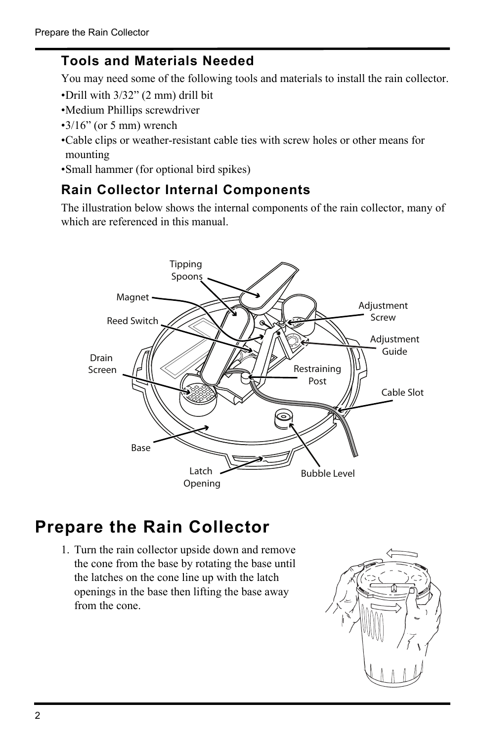### Tools and Materials Needed

You may need some of the following tools and materials to install the rain collector.

- Drill with 3/32” (2 mm) drill bit
- Medium Phillips screwdriver
- 3/16” (or 5 mm) wrench
- Cable clips or weather-resistant cable ties with screw holes or other means for mounting
- Small hammer (for optional bird spikes)

### Rain Collector Internal Components

The illustration below shows the internal components of the rain collector, many of which are referenced in this manual.

Tipping Spoons

Magnet

Reed Switch

Drain Screen

Base

Latch Opening

Bubble Level

Cable Slot

Restraining Post

Adjustment Guide

Adjustment Screw

# Prepare the Rain Collector

1. Turn the rain collector upside down and remove the cone from the base by rotating the base until the latches on the cone line up with the latch openings in the base then lifting the base away from the cone.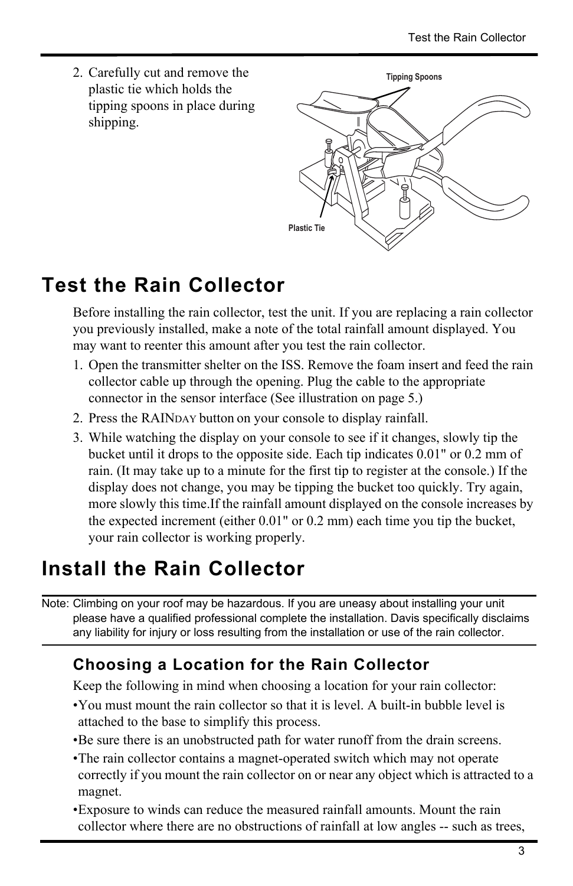2. Carefully cut and remove the plastic tie which holds the tipping spoons in place during shipping.

Tipping Spoons

Plastic Tie

# Test the Rain Collector

Before installing the rain collector, test the unit. If you are replacing a rain collector you previously installed, make a note of the total rainfall amount displayed. You may want to reenter this amount after you test the rain collector.

1. Open the transmitter shelter on the ISS. Remove the foam insert and feed the rain collector cable up through the opening. Plug the cable to the appropriate connector in the sensor interface (See illustration on page 5.)
2. Press the RAINDAY button on your console to display rainfall.
3. While watching the display on your console to see if it changes, slowly tip the bucket until it drops to the opposite side. Each tip indicates 0.01" or 0.2 mm of rain. (It may take up to a minute for the first tip to register at the console.) If the display does not change, you may be tipping the bucket too quickly. Try again, more slowly this time.If the rainfall amount displayed on the console increases by the expected increment (either 0.01" or 0.2 mm) each time you tip the bucket, your rain collector is working properly.

# Install the Rain Collector

Note: Climbing on your roof may be hazardous. If you are uneasy about installing your unit please have a qualified professional complete the installation. Davis specifically disclaims any liability for injury or loss resulting from the installation or use of the rain collector.

## Choosing a Location for the Rain Collector

Keep the following in mind when choosing a location for your rain collector:

- You must mount the rain collector so that it is level. A built-in bubble level is attached to the base to simplify this process.
- Be sure there is an unobstructed path for water runoff from the drain screens.
- The rain collector contains a magnet-operated switch which may not operate correctly if you mount the rain collector on or near any object which is attracted to a magnet.
- Exposure to winds can reduce the measured rainfall amounts. Mount the rain collector where there are no obstructions of rainfall at low angles -- such as trees,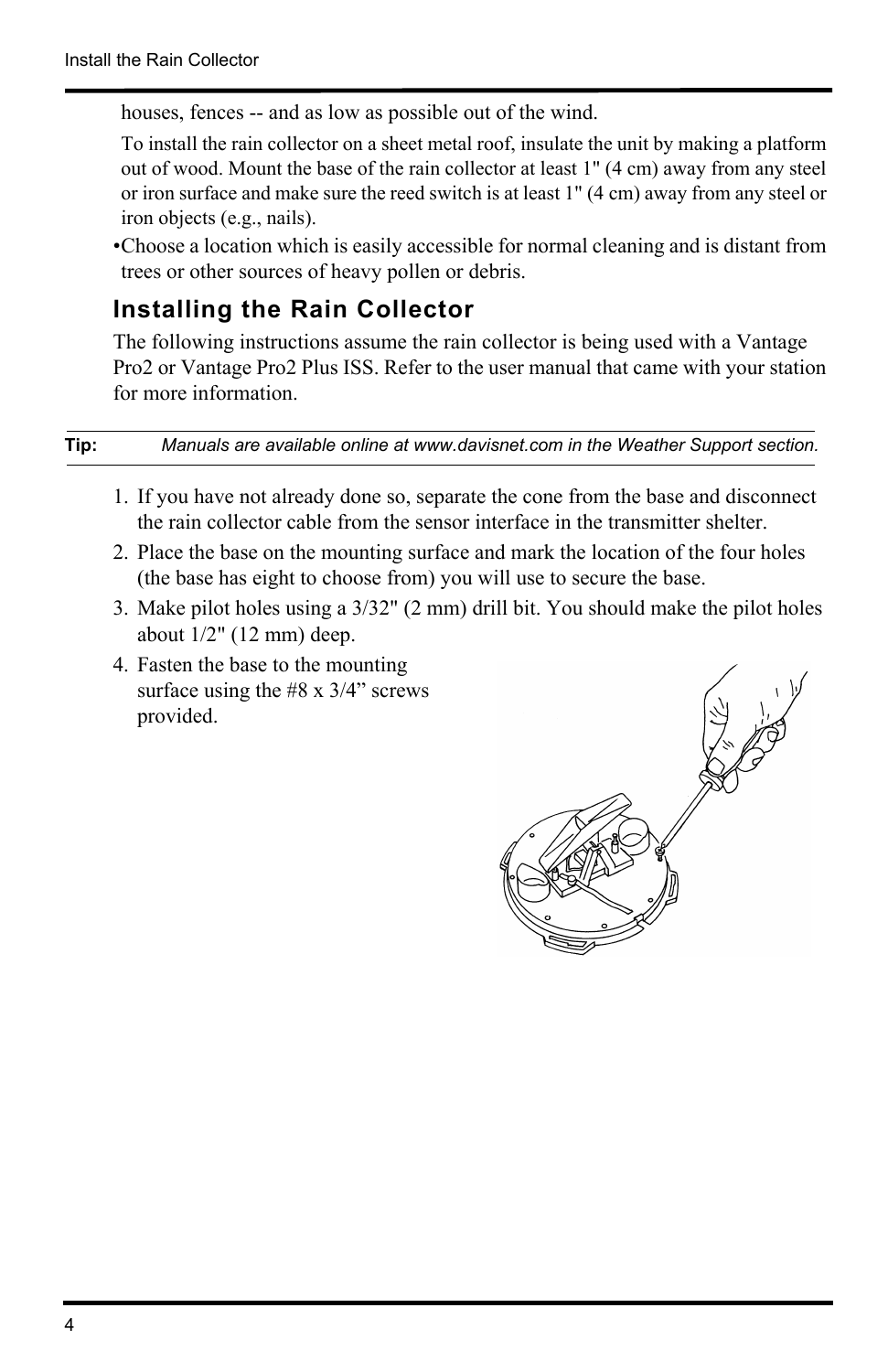houses, fences -- and as low as possible out of the wind.

To install the rain collector on a sheet metal roof, insulate the unit by making a platform out of wood. Mount the base of the rain collector at least 1" (4 cm) away from any steel or iron surface and make sure the reed switch is at least 1" (4 cm) away from any steel or iron objects (e.g., nails).

- Choose a location which is easily accessible for normal cleaning and is distant from trees or other sources of heavy pollen or debris.

## Installing the Rain Collector

The following instructions assume the rain collector is being used with a Vantage Pro2 or Vantage Pro2 Plus ISS. Refer to the user manual that came with your station for more information.

**Tip:** *Manuals are available online at www.davisnet.com in the Weather Support section.*

1. If you have not already done so, separate the cone from the base and disconnect the rain collector cable from the sensor interface in the transmitter shelter.
2. Place the base on the mounting surface and mark the location of the four holes (the base has eight to choose from) you will use to secure the base.
3. Make pilot holes using a 3/32" (2 mm) drill bit. You should make the pilot holes about 1/2" (12 mm) deep.
4. Fasten the base to the mounting surface using the #8 x 3/4" screws provided.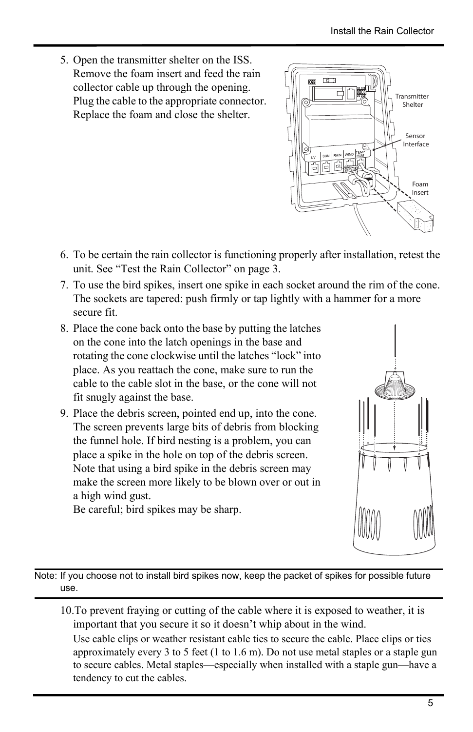5. Open the transmitter shelter on the ISS. Remove the foam insert and feed the rain collector cable up through the opening. Plug the cable to the appropriate connector. Replace the foam and close the shelter.

6. To be certain the rain collector is functioning properly after installation, retest the unit. See “Test the Rain Collector” on page 3.

7. To use the bird spikes, insert one spike in each socket around the rim of the cone. The sockets are tapered: push firmly or tap lightly with a hammer for a more secure fit.

8. Place the cone back onto the base by putting the latches on the cone into the latch openings in the base and rotating the cone clockwise until the latches “lock” into place. As you reattach the cone, make sure to run the cable to the cable slot in the base, or the cone will not fit snugly against the base.

9. Place the debris screen, pointed end up, into the cone. The screen prevents large bits of debris from blocking the funnel hole. If bird nesting is a problem, you can place a spike in the hole on top of the debris screen. Note that using a bird spike in the debris screen may make the screen more likely to be blown over or out in a high wind gust.
   Be careful; bird spikes may be sharp.

Note: If you choose not to install bird spikes now, keep the packet of spikes for possible future use.

10. To prevent fraying or cutting of the cable where it is exposed to weather, it is important that you secure it so it doesn’t whip about in the wind.
    Use cable clips or weather resistant cable ties to secure the cable. Place clips or ties approximately every 3 to 5 feet (1 to 1.6 m). Do not use metal staples or a staple gun to secure cables. Metal staples—especially when installed with a staple gun—have a tendency to cut the cables.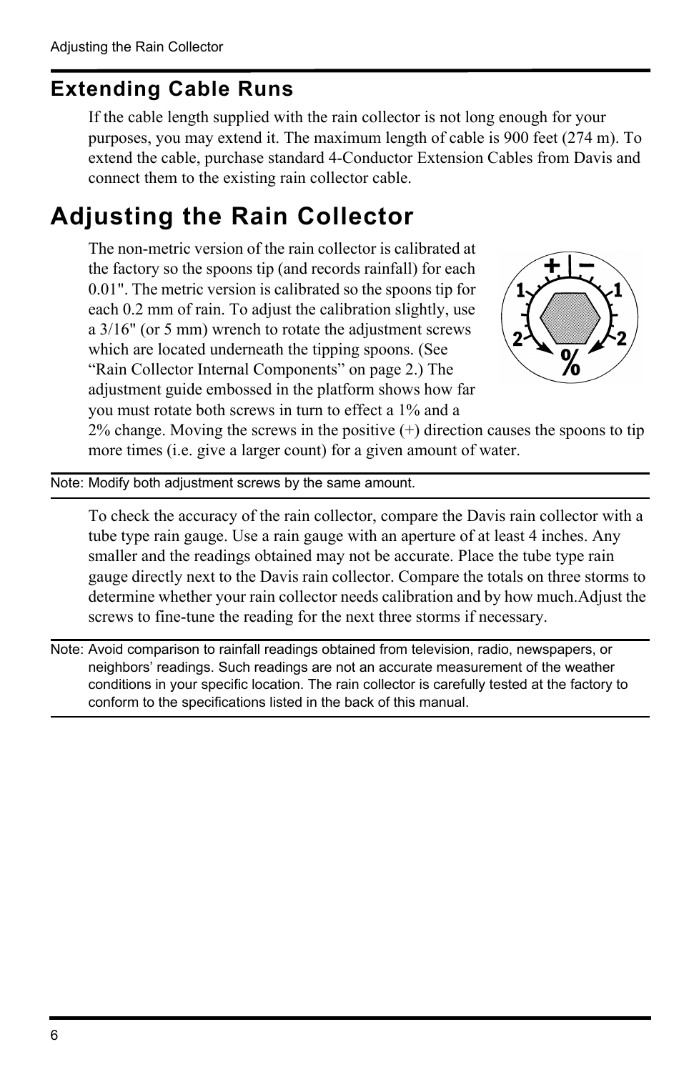## Extending Cable Runs

If the cable length supplied with the rain collector is not long enough for your purposes, you may extend it. The maximum length of cable is 900 feet (274 m). To extend the cable, purchase standard 4-Conductor Extension Cables from Davis and connect them to the existing rain collector cable.

# Adjusting the Rain Collector

The non-metric version of the rain collector is calibrated at the factory so the spoons tip (and records rainfall) for each 0.01". The metric version is calibrated so the spoons tip for each 0.2 mm of rain. To adjust the calibration slightly, use a 3/16" (or 5 mm) wrench to rotate the adjustment screws which are located underneath the tipping spoons. (See "Rain Collector Internal Components" on page 2.) The adjustment guide embossed in the platform shows how far you must rotate both screws in turn to effect a 1% and a 2% change. Moving the screws in the positive (+) direction causes the spoons to tip more times (i.e. give a larger count) for a given amount of water.

Note: Modify both adjustment screws by the same amount.

To check the accuracy of the rain collector, compare the Davis rain collector with a tube type rain gauge. Use a rain gauge with an aperture of at least 4 inches. Any smaller and the readings obtained may not be accurate. Place the tube type rain gauge directly next to the Davis rain collector. Compare the totals on three storms to determine whether your rain collector needs calibration and by how much.Adjust the screws to fine-tune the reading for the next three storms if necessary.

Note: Avoid comparison to rainfall readings obtained from television, radio, newspapers, or neighbors' readings. Such readings are not an accurate measurement of the weather conditions in your specific location. The rain collector is carefully tested at the factory to conform to the specifications listed in the back of this manual.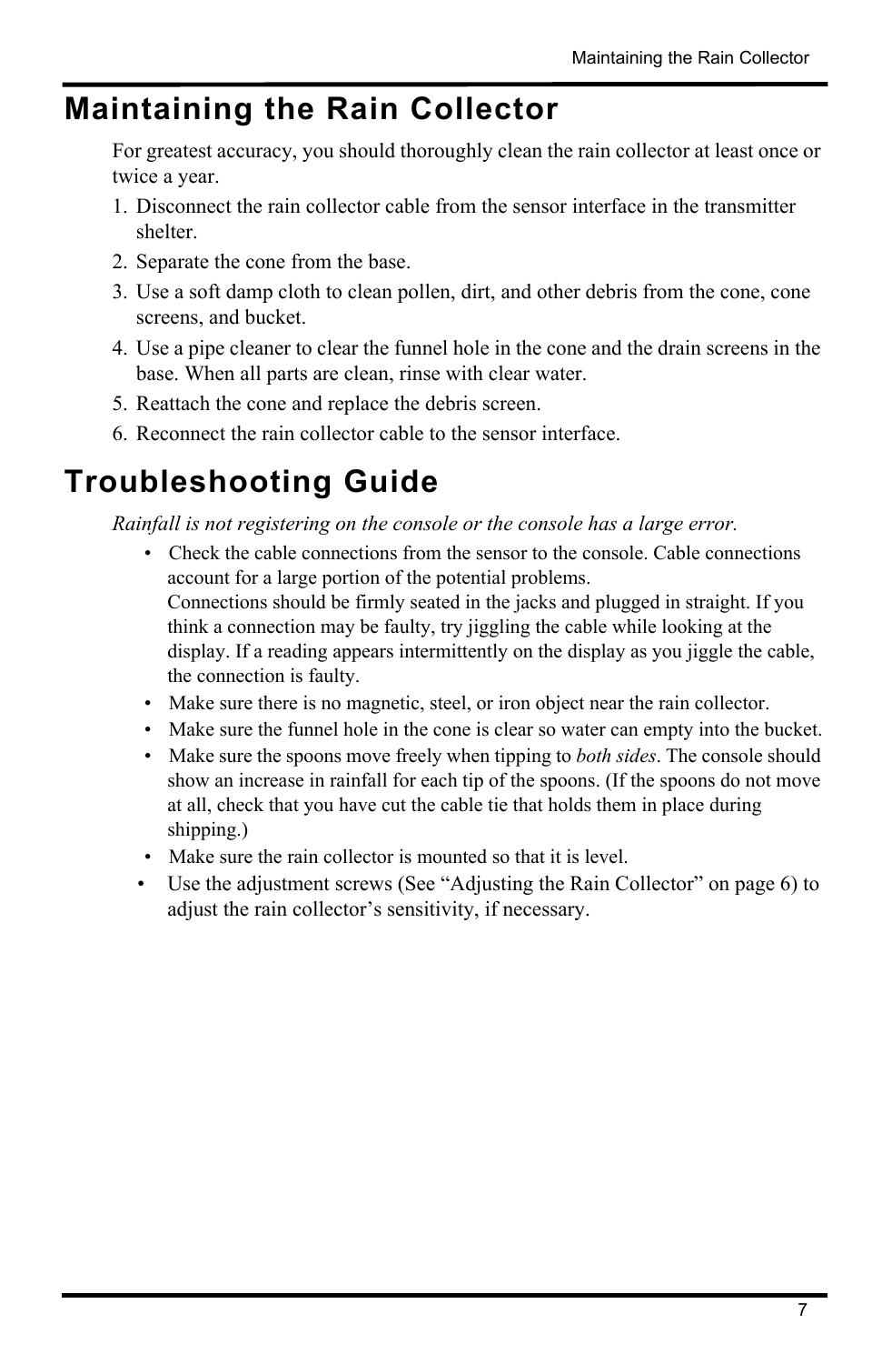# Maintaining the Rain Collector

For greatest accuracy, you should thoroughly clean the rain collector at least once or twice a year.

1. Disconnect the rain collector cable from the sensor interface in the transmitter shelter.
2. Separate the cone from the base.
3. Use a soft damp cloth to clean pollen, dirt, and other debris from the cone, cone screens, and bucket.
4. Use a pipe cleaner to clear the funnel hole in the cone and the drain screens in the base. When all parts are clean, rinse with clear water.
5. Reattach the cone and replace the debris screen.
6. Reconnect the rain collector cable to the sensor interface.

# Troubleshooting Guide

*Rainfall is not registering on the console or the console has a large error.*

- Check the cable connections from the sensor to the console. Cable connections account for a large portion of the potential problems.
  Connections should be firmly seated in the jacks and plugged in straight. If you think a connection may be faulty, try jiggling the cable while looking at the display. If a reading appears intermittently on the display as you jiggle the cable, the connection is faulty.
- Make sure there is no magnetic, steel, or iron object near the rain collector.
- Make sure the funnel hole in the cone is clear so water can empty into the bucket.
- Make sure the spoons move freely when tipping to *both sides*. The console should show an increase in rainfall for each tip of the spoons. (If the spoons do not move at all, check that you have cut the cable tie that holds them in place during shipping.)
- Make sure the rain collector is mounted so that it is level.
- Use the adjustment screws (See "Adjusting the Rain Collector" on page 6) to adjust the rain collector's sensitivity, if necessary.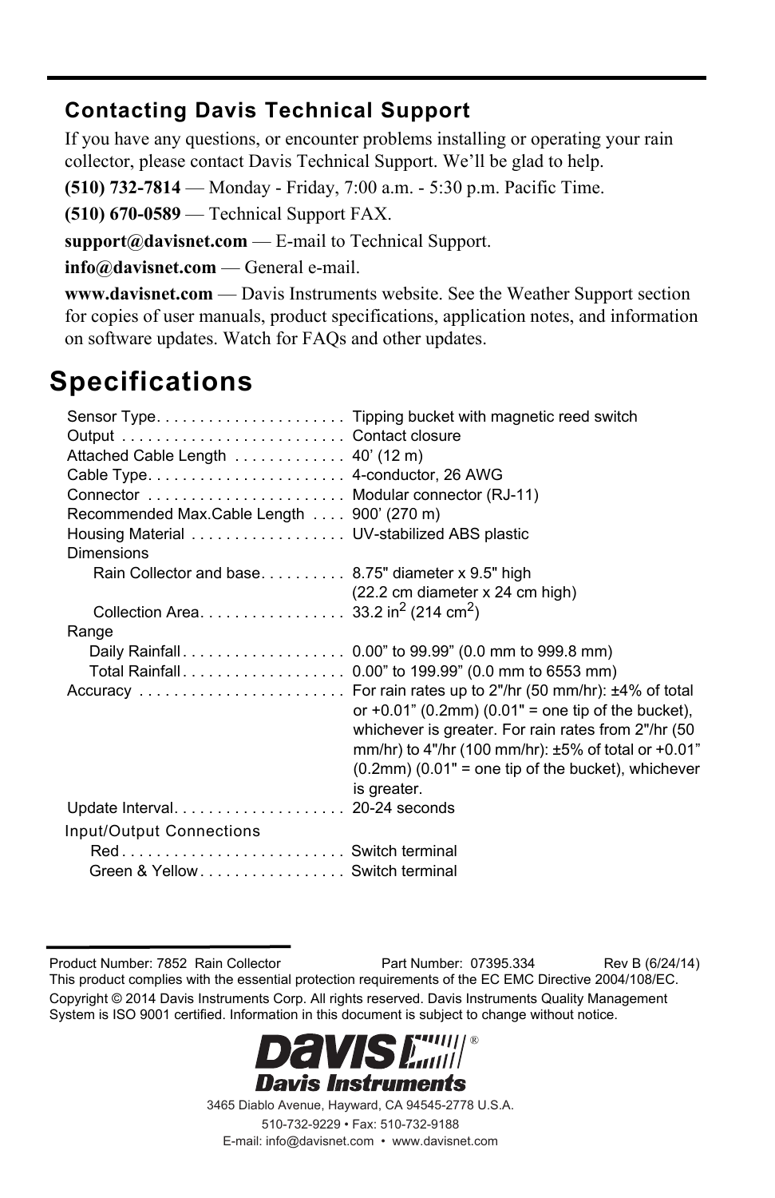## Contacting Davis Technical Support

If you have any questions, or encounter problems installing or operating your rain collector, please contact Davis Technical Support. We'll be glad to help.

**(510) 732-7814** — Monday - Friday, 7:00 a.m. - 5:30 p.m. Pacific Time.

**(510) 670-0589** — Technical Support FAX.

**support@davisnet.com** — E-mail to Technical Support.

**info@davisnet.com** — General e-mail.

**www.davisnet.com** — Davis Instruments website. See the Weather Support section for copies of user manuals, product specifications, application notes, and information on software updates. Watch for FAQs and other updates.

# Specifications

| | |
|---|---|
| Sensor Type | Tipping bucket with magnetic reed switch |
| Output | Contact closure |
| Attached Cable Length | 40' (12 m) |
| Cable Type | 4-conductor, 26 AWG |
| Connector | Modular connector (RJ-11) |
| Recommended Max.Cable Length | 900' (270 m) |
| Housing Material | UV-stabilized ABS plastic |
| Dimensions | |
| Rain Collector and base | 8.75" diameter x 9.5" high (22.2 cm diameter x 24 cm high) |
| Collection Area | 33.2 in$^2$ (214 cm$^2$) |
| Range | |
| Daily Rainfall | 0.00" to 99.99" (0.0 mm to 999.8 mm) |
| Total Rainfall | 0.00" to 199.99" (0.0 mm to 6553 mm) |
| Accuracy | For rain rates up to 2"/hr (50 mm/hr): ±4% of total or +0.01" (0.2mm) (0.01" = one tip of the bucket), whichever is greater. For rain rates from 2"/hr (50 mm/hr) to 4"/hr (100 mm/hr): ±5% of total or +0.01" (0.2mm) (0.01" = one tip of the bucket), whichever is greater. |
| Update Interval | 20-24 seconds |
| Input/Output Connections | |
| Red | Switch terminal |
| Green & Yellow | Switch terminal |

Product Number: 7852 Rain Collector Part Number: 07395.334 Rev B (6/24/14)

This product complies with the essential protection requirements of the EC EMC Directive 2004/108/EC.

Copyright © 2014 Davis Instruments Corp. All rights reserved. Davis Instruments Quality Management System is ISO 9001 certified. Information in this document is subject to change without notice.

**Davis Instruments**

3465 Diablo Avenue, Hayward, CA 94545-2778 U.S.A.

510-732-9229 • Fax: 510-732-9188

E-mail: info@davisnet.com • www.davisnet.com